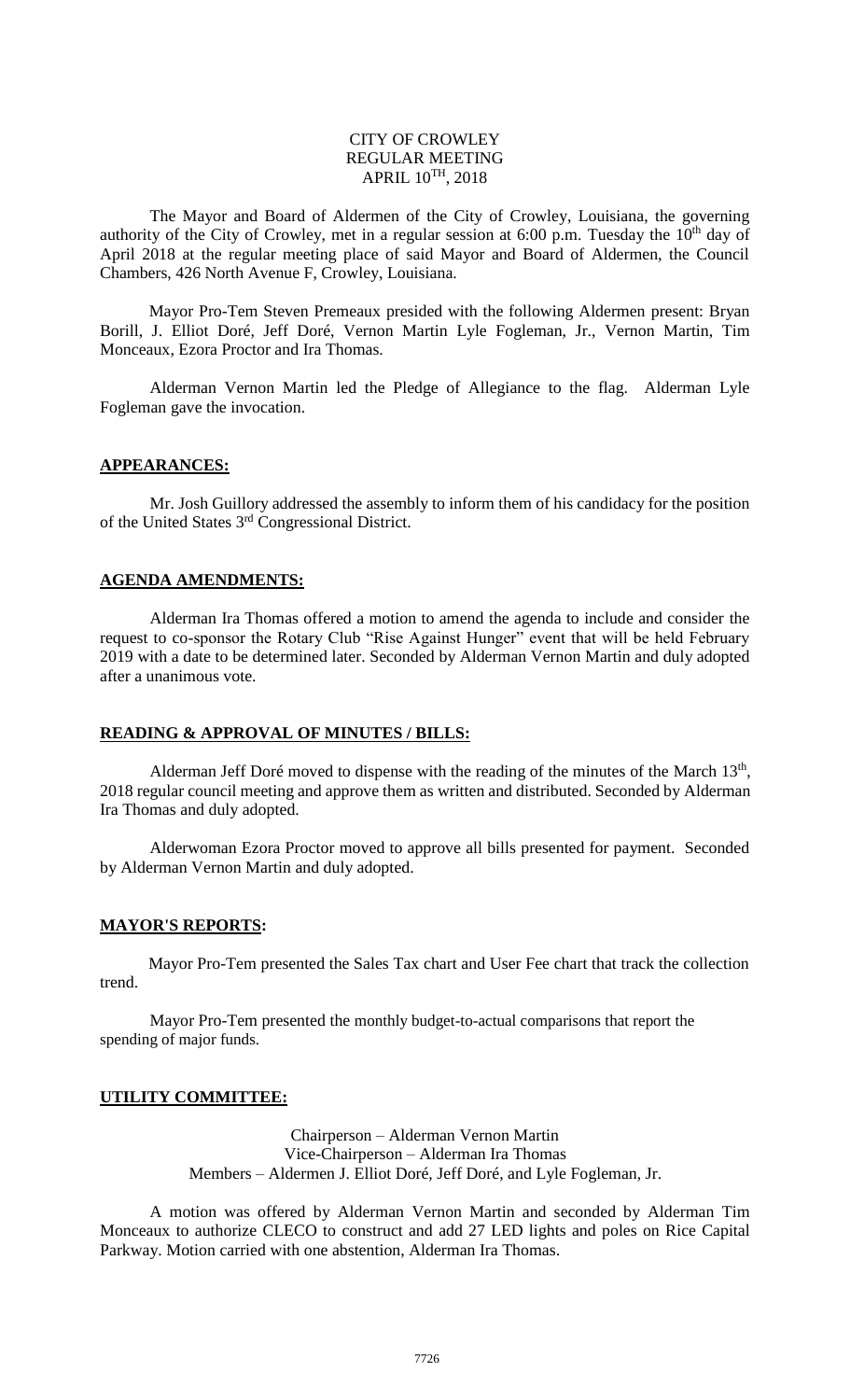CITY OF CROWLEY
REGULAR MEETING
APRIL 10TH, 2018

The Mayor and Board of Aldermen of the City of Crowley, Louisiana, the governing authority of the City of Crowley, met in a regular session at 6:00 p.m. Tuesday the 10th day of April 2018 at the regular meeting place of said Mayor and Board of Aldermen, the Council Chambers, 426 North Avenue F, Crowley, Louisiana.

Mayor Pro-Tem Steven Premeaux presided with the following Aldermen present: Bryan Borill, J. Elliot Doré, Jeff Doré, Vernon Martin Lyle Fogleman, Jr., Vernon Martin, Tim Monceaux, Ezora Proctor and Ira Thomas.

Alderman Vernon Martin led the Pledge of Allegiance to the flag. Alderman Lyle Fogleman gave the invocation.

**APPEARANCES:**

Mr. Josh Guillory addressed the assembly to inform them of his candidacy for the position of the United States 3rd Congressional District.

**AGENDA AMENDMENTS:**

Alderman Ira Thomas offered a motion to amend the agenda to include and consider the request to co-sponsor the Rotary Club "Rise Against Hunger" event that will be held February 2019 with a date to be determined later. Seconded by Alderman Vernon Martin and duly adopted after a unanimous vote.

**READING & APPROVAL OF MINUTES / BILLS:**

Alderman Jeff Doré moved to dispense with the reading of the minutes of the March 13th, 2018 regular council meeting and approve them as written and distributed. Seconded by Alderman Ira Thomas and duly adopted.

Alderwoman Ezora Proctor moved to approve all bills presented for payment. Seconded by Alderman Vernon Martin and duly adopted.

**MAYOR'S REPORTS:**

Mayor Pro-Tem presented the Sales Tax chart and User Fee chart that track the collection trend.

Mayor Pro-Tem presented the monthly budget-to-actual comparisons that report the spending of major funds.

**UTILITY COMMITTEE:**

Chairperson – Alderman Vernon Martin
Vice-Chairperson – Alderman Ira Thomas
Members – Aldermen J. Elliot Doré, Jeff Doré, and Lyle Fogleman, Jr.

A motion was offered by Alderman Vernon Martin and seconded by Alderman Tim Monceaux to authorize CLECO to construct and add 27 LED lights and poles on Rice Capital Parkway. Motion carried with one abstention, Alderman Ira Thomas.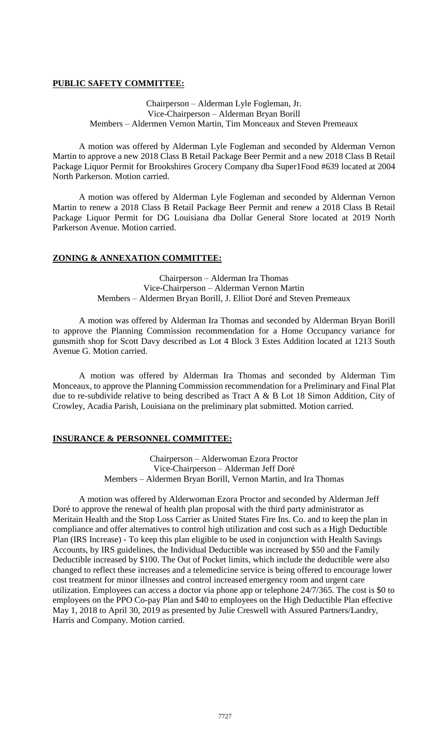**PUBLIC SAFETY COMMITTEE:**

Chairperson – Alderman Lyle Fogleman, Jr.
Vice-Chairperson – Alderman Bryan Borill
Members – Aldermen Vernon Martin, Tim Monceaux and Steven Premeaux

A motion was offered by Alderman Lyle Fogleman and seconded by Alderman Vernon Martin to approve a new 2018 Class B Retail Package Beer Permit and a new 2018 Class B Retail Package Liquor Permit for Brookshires Grocery Company dba Super1Food #639 located at 2004 North Parkerson. Motion carried.

A motion was offered by Alderman Lyle Fogleman and seconded by Alderman Vernon Martin to renew a 2018 Class B Retail Package Beer Permit and renew a 2018 Class B Retail Package Liquor Permit for DG Louisiana dba Dollar General Store located at 2019 North Parkerson Avenue. Motion carried.

**ZONING & ANNEXATION COMMITTEE:**

Chairperson – Alderman Ira Thomas
Vice-Chairperson – Alderman Vernon Martin
Members – Aldermen Bryan Borill, J. Elliot Doré and Steven Premeaux

A motion was offered by Alderman Ira Thomas and seconded by Alderman Bryan Borill to approve the Planning Commission recommendation for a Home Occupancy variance for gunsmith shop for Scott Davy described as Lot 4 Block 3 Estes Addition located at 1213 South Avenue G. Motion carried.

A motion was offered by Alderman Ira Thomas and seconded by Alderman Tim Monceaux, to approve the Planning Commission recommendation for a Preliminary and Final Plat due to re-subdivide relative to being described as Tract A & B Lot 18 Simon Addition, City of Crowley, Acadia Parish, Louisiana on the preliminary plat submitted. Motion carried.

**INSURANCE & PERSONNEL COMMITTEE:**

Chairperson – Alderwoman Ezora Proctor
Vice-Chairperson – Alderman Jeff Doré
Members – Aldermen Bryan Borill, Vernon Martin, and Ira Thomas

A motion was offered by Alderwoman Ezora Proctor and seconded by Alderman Jeff Doré to approve the renewal of health plan proposal with the third party administrator as Meritain Health and the Stop Loss Carrier as United States Fire Ins. Co. and to keep the plan in compliance and offer alternatives to control high utilization and cost such as a High Deductible Plan (IRS Increase) - To keep this plan eligible to be used in conjunction with Health Savings Accounts, by IRS guidelines, the Individual Deductible was increased by $50 and the Family Deductible increased by $100. The Out of Pocket limits, which include the deductible were also changed to reflect these increases and a telemedicine service is being offered to encourage lower cost treatment for minor illnesses and control increased emergency room and urgent care utilization. Employees can access a doctor via phone app or telephone 24/7/365. The cost is $0 to employees on the PPO Co-pay Plan and $40 to employees on the High Deductible Plan effective May 1, 2018 to April 30, 2019 as presented by Julie Creswell with Assured Partners/Landry, Harris and Company. Motion carried.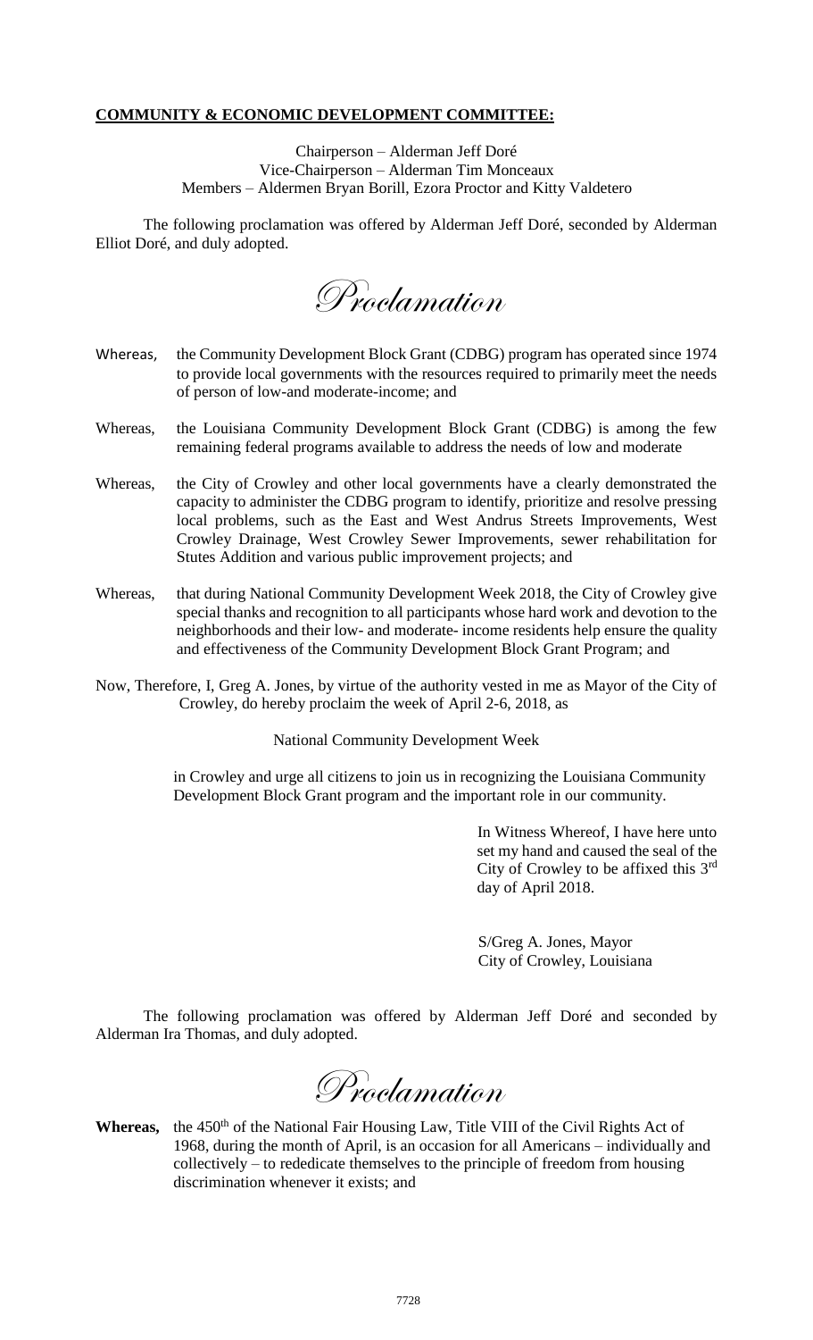**COMMUNITY & ECONOMIC DEVELOPMENT COMMITTEE:**

Chairperson – Alderman Jeff Doré
Vice-Chairperson – Alderman Tim Monceaux
Members – Aldermen Bryan Borill, Ezora Proctor and Kitty Valdetero

The following proclamation was offered by Alderman Jeff Doré, seconded by Alderman Elliot Doré, and duly adopted.

*Proclamation*

Whereas, the Community Development Block Grant (CDBG) program has operated since 1974 to provide local governments with the resources required to primarily meet the needs of person of low-and moderate-income; and

Whereas, the Louisiana Community Development Block Grant (CDBG) is among the few remaining federal programs available to address the needs of low and moderate

Whereas, the City of Crowley and other local governments have a clearly demonstrated the capacity to administer the CDBG program to identify, prioritize and resolve pressing local problems, such as the East and West Andrus Streets Improvements, West Crowley Drainage, West Crowley Sewer Improvements, sewer rehabilitation for Stutes Addition and various public improvement projects; and

Whereas, that during National Community Development Week 2018, the City of Crowley give special thanks and recognition to all participants whose hard work and devotion to the neighborhoods and their low- and moderate- income residents help ensure the quality and effectiveness of the Community Development Block Grant Program; and

Now, Therefore, I, Greg A. Jones, by virtue of the authority vested in me as Mayor of the City of Crowley, do hereby proclaim the week of April 2-6, 2018, as

National Community Development Week

in Crowley and urge all citizens to join us in recognizing the Louisiana Community Development Block Grant program and the important role in our community.

In Witness Whereof, I have here unto set my hand and caused the seal of the City of Crowley to be affixed this 3rd day of April 2018.

S/Greg A. Jones, Mayor
City of Crowley, Louisiana

The following proclamation was offered by Alderman Jeff Doré and seconded by Alderman Ira Thomas, and duly adopted.

*Proclamation*

**Whereas,** the 450th of the National Fair Housing Law, Title VIII of the Civil Rights Act of 1968, during the month of April, is an occasion for all Americans – individually and collectively – to rededicate themselves to the principle of freedom from housing discrimination whenever it exists; and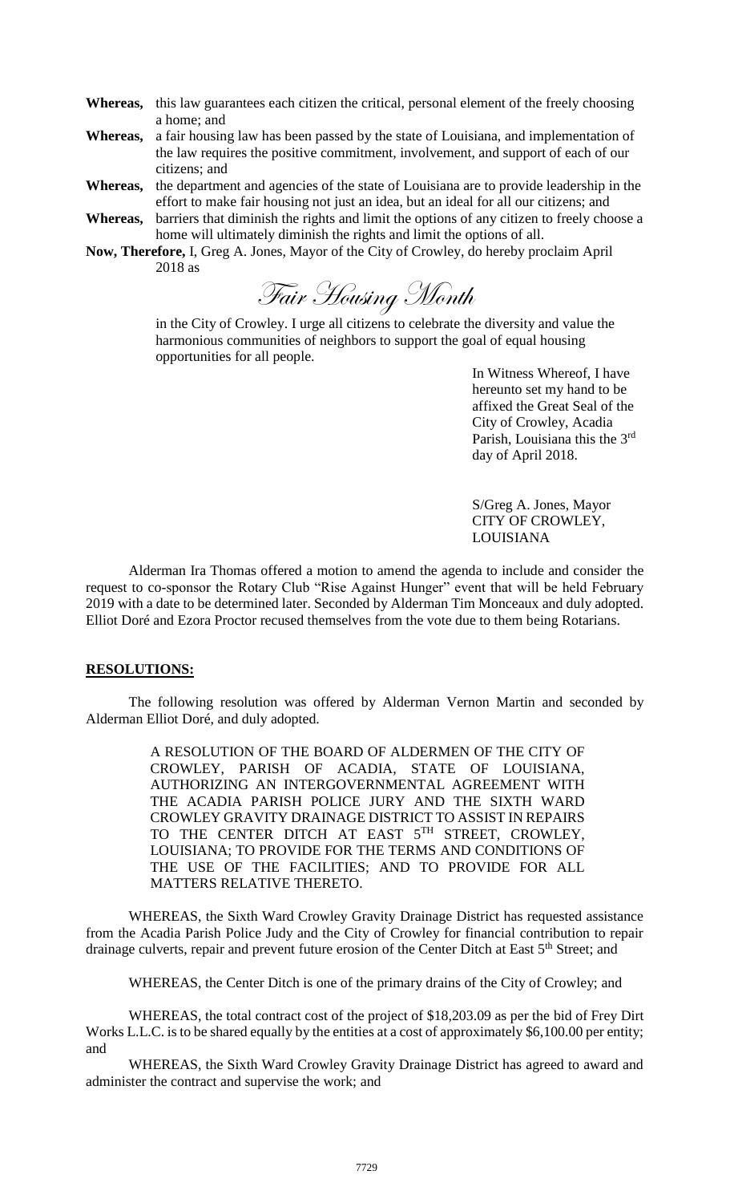**Whereas,** this law guarantees each citizen the critical, personal element of the freely choosing a home; and

**Whereas,** a fair housing law has been passed by the state of Louisiana, and implementation of the law requires the positive commitment, involvement, and support of each of our citizens; and

**Whereas,** the department and agencies of the state of Louisiana are to provide leadership in the effort to make fair housing not just an idea, but an ideal for all our citizens; and

**Whereas,** barriers that diminish the rights and limit the options of any citizen to freely choose a home will ultimately diminish the rights and limit the options of all.

**Now, Therefore,** I, Greg A. Jones, Mayor of the City of Crowley, do hereby proclaim April 2018 as

*Fair Housing Month*

in the City of Crowley. I urge all citizens to celebrate the diversity and value the harmonious communities of neighbors to support the goal of equal housing opportunities for all people.

In Witness Whereof, I have hereunto set my hand to be affixed the Great Seal of the City of Crowley, Acadia Parish, Louisiana this the 3rd day of April 2018.

S/Greg A. Jones, Mayor
CITY OF CROWLEY, LOUISIANA

Alderman Ira Thomas offered a motion to amend the agenda to include and consider the request to co-sponsor the Rotary Club "Rise Against Hunger" event that will be held February 2019 with a date to be determined later. Seconded by Alderman Tim Monceaux and duly adopted. Elliot Doré and Ezora Proctor recused themselves from the vote due to them being Rotarians.

**RESOLUTIONS:**

The following resolution was offered by Alderman Vernon Martin and seconded by Alderman Elliot Doré, and duly adopted.

A RESOLUTION OF THE BOARD OF ALDERMEN OF THE CITY OF CROWLEY, PARISH OF ACADIA, STATE OF LOUISIANA, AUTHORIZING AN INTERGOVERNMENTAL AGREEMENT WITH THE ACADIA PARISH POLICE JURY AND THE SIXTH WARD CROWLEY GRAVITY DRAINAGE DISTRICT TO ASSIST IN REPAIRS TO THE CENTER DITCH AT EAST 5TH STREET, CROWLEY, LOUISIANA; TO PROVIDE FOR THE TERMS AND CONDITIONS OF THE USE OF THE FACILITIES; AND TO PROVIDE FOR ALL MATTERS RELATIVE THERETO.

WHEREAS, the Sixth Ward Crowley Gravity Drainage District has requested assistance from the Acadia Parish Police Judy and the City of Crowley for financial contribution to repair drainage culverts, repair and prevent future erosion of the Center Ditch at East 5th Street; and

WHEREAS, the Center Ditch is one of the primary drains of the City of Crowley; and

WHEREAS, the total contract cost of the project of $18,203.09 as per the bid of Frey Dirt Works L.L.C. is to be shared equally by the entities at a cost of approximately $6,100.00 per entity; and

WHEREAS, the Sixth Ward Crowley Gravity Drainage District has agreed to award and administer the contract and supervise the work; and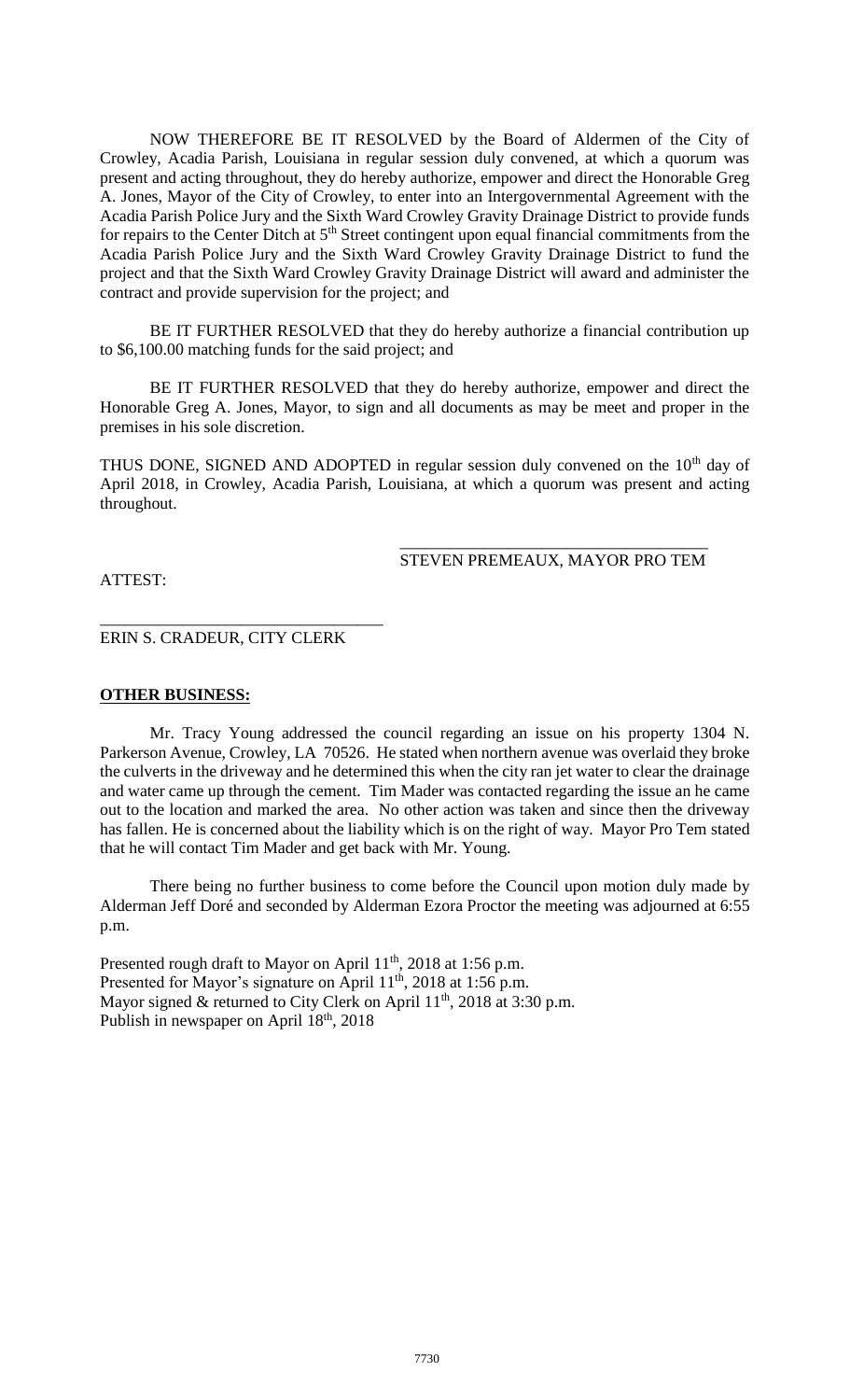NOW THEREFORE BE IT RESOLVED by the Board of Aldermen of the City of Crowley, Acadia Parish, Louisiana in regular session duly convened, at which a quorum was present and acting throughout, they do hereby authorize, empower and direct the Honorable Greg A. Jones, Mayor of the City of Crowley, to enter into an Intergovernmental Agreement with the Acadia Parish Police Jury and the Sixth Ward Crowley Gravity Drainage District to provide funds for repairs to the Center Ditch at 5th Street contingent upon equal financial commitments from the Acadia Parish Police Jury and the Sixth Ward Crowley Gravity Drainage District to fund the project and that the Sixth Ward Crowley Gravity Drainage District will award and administer the contract and provide supervision for the project; and

BE IT FURTHER RESOLVED that they do hereby authorize a financial contribution up to $6,100.00 matching funds for the said project; and

BE IT FURTHER RESOLVED that they do hereby authorize, empower and direct the Honorable Greg A. Jones, Mayor, to sign and all documents as may be meet and proper in the premises in his sole discretion.

THUS DONE, SIGNED AND ADOPTED in regular session duly convened on the 10th day of April 2018, in Crowley, Acadia Parish, Louisiana, at which a quorum was present and acting throughout.

\_\_\_\_\_\_\_\_\_\_\_\_\_\_\_\_\_\_\_\_\_\_\_\_\_\_\_\_\_\_\_\_\_\_\_\_
STEVEN PREMEAUX, MAYOR PRO TEM

ATTEST:

\_\_\_\_\_\_\_\_\_\_\_\_\_\_\_\_\_\_\_\_\_\_\_\_\_\_\_\_\_\_\_\_\_\_
ERIN S. CRADEUR, CITY CLERK

**OTHER BUSINESS:**

Mr. Tracy Young addressed the council regarding an issue on his property 1304 N. Parkerson Avenue, Crowley, LA 70526. He stated when northern avenue was overlaid they broke the culverts in the driveway and he determined this when the city ran jet water to clear the drainage and water came up through the cement. Tim Mader was contacted regarding the issue an he came out to the location and marked the area. No other action was taken and since then the driveway has fallen. He is concerned about the liability which is on the right of way. Mayor Pro Tem stated that he will contact Tim Mader and get back with Mr. Young.

There being no further business to come before the Council upon motion duly made by Alderman Jeff Doré and seconded by Alderman Ezora Proctor the meeting was adjourned at 6:55 p.m.

Presented rough draft to Mayor on April 11th, 2018 at 1:56 p.m.
Presented for Mayor's signature on April 11th, 2018 at 1:56 p.m.
Mayor signed & returned to City Clerk on April 11th, 2018 at 3:30 p.m.
Publish in newspaper on April 18th, 2018